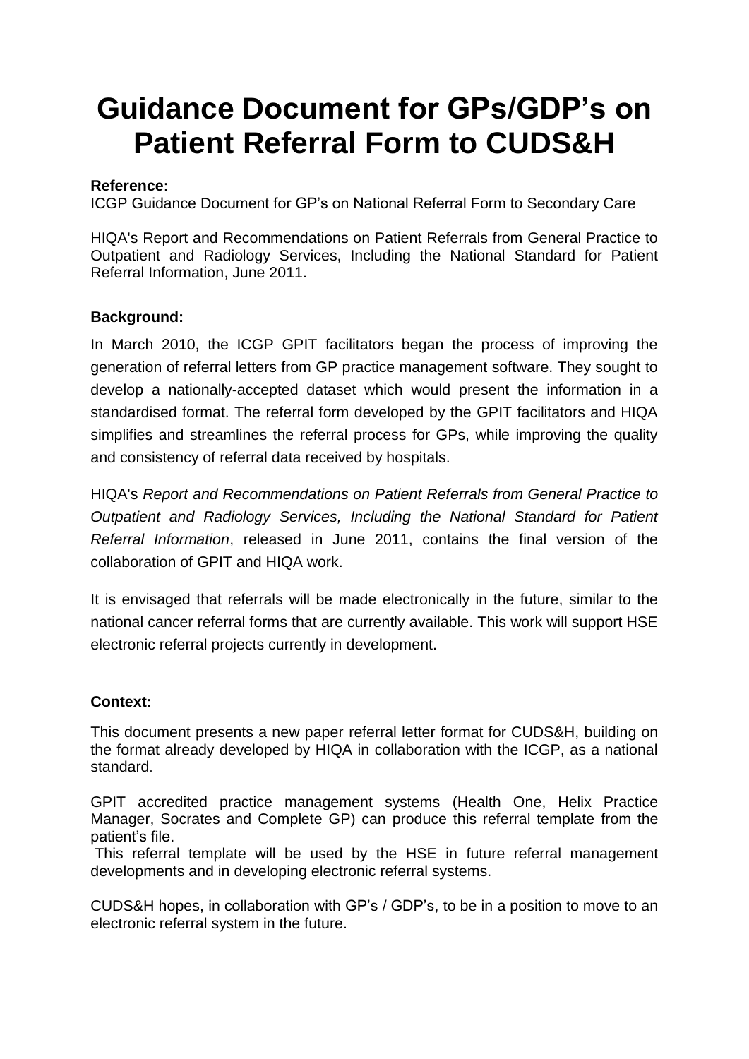# Guidance Document for GPs/GDP's on Patient Referral Form to CUDS&H

**Reference:**
ICGP Guidance Document for GP's on National Referral Form to Secondary Care

HIQA's Report and Recommendations on Patient Referrals from General Practice to Outpatient and Radiology Services, Including the National Standard for Patient Referral Information, June 2011.

**Background:**

In March 2010, the ICGP GPIT facilitators began the process of improving the generation of referral letters from GP practice management software. They sought to develop a nationally-accepted dataset which would present the information in a standardised format. The referral form developed by the GPIT facilitators and HIQA simplifies and streamlines the referral process for GPs, while improving the quality and consistency of referral data received by hospitals.

HIQA's *Report and Recommendations on Patient Referrals from General Practice to Outpatient and Radiology Services, Including the National Standard for Patient Referral Information*, released in June 2011, contains the final version of the collaboration of GPIT and HIQA work.

It is envisaged that referrals will be made electronically in the future, similar to the national cancer referral forms that are currently available. This work will support HSE electronic referral projects currently in development.

**Context:**

This document presents a new paper referral letter format for CUDS&H, building on the format already developed by HIQA in collaboration with the ICGP, as a national standard.

GPIT accredited practice management systems (Health One, Helix Practice Manager, Socrates and Complete GP) can produce this referral template from the patient's file.
This referral template will be used by the HSE in future referral management developments and in developing electronic referral systems.

CUDS&H hopes, in collaboration with GP's / GDP's, to be in a position to move to an electronic referral system in the future.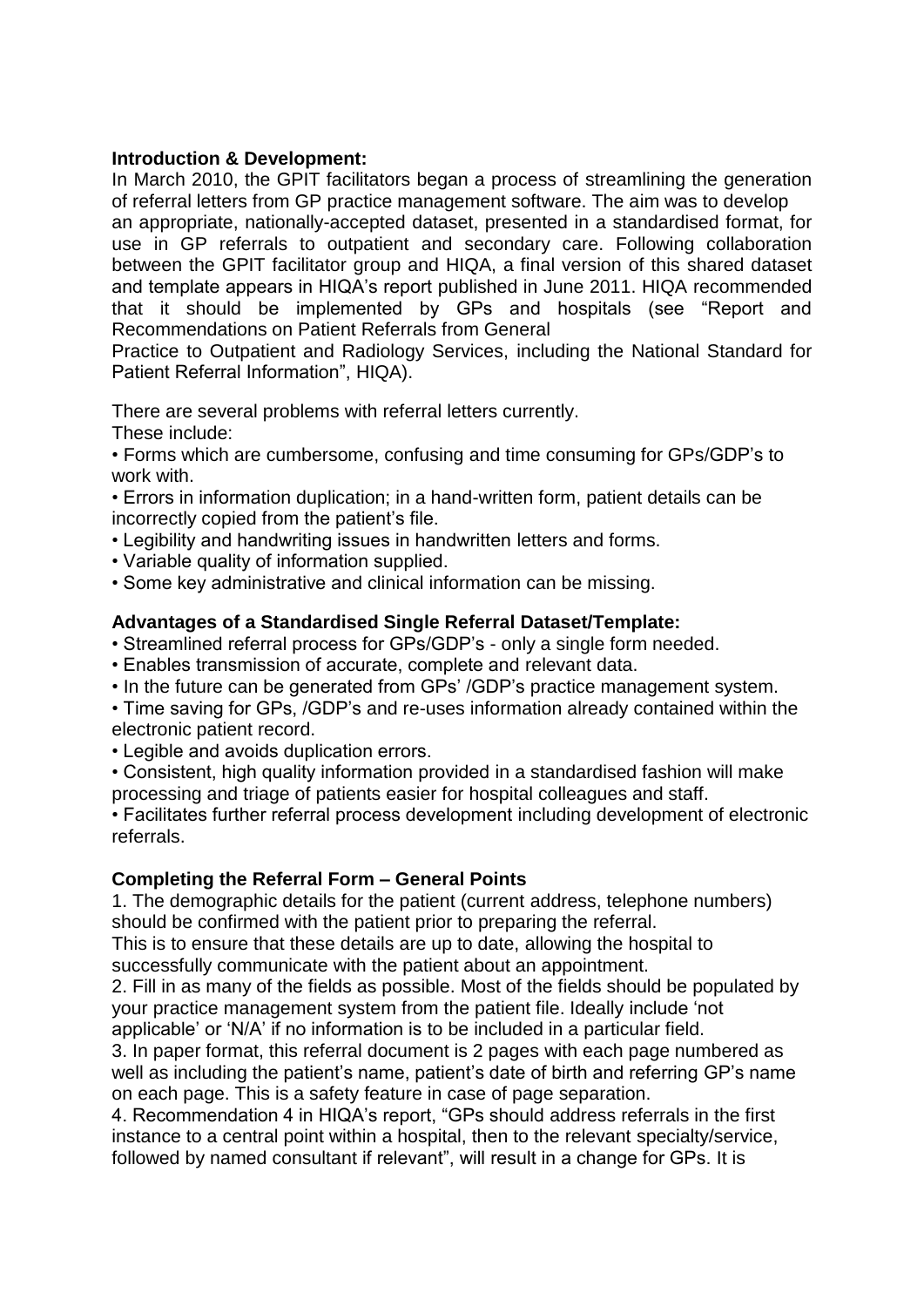**Introduction & Development:**

In March 2010, the GPIT facilitators began a process of streamlining the generation of referral letters from GP practice management software. The aim was to develop an appropriate, nationally-accepted dataset, presented in a standardised format, for use in GP referrals to outpatient and secondary care. Following collaboration between the GPIT facilitator group and HIQA, a final version of this shared dataset and template appears in HIQA's report published in June 2011. HIQA recommended that it should be implemented by GPs and hospitals (see "Report and Recommendations on Patient Referrals from General Practice to Outpatient and Radiology Services, including the National Standard for Patient Referral Information", HIQA).

There are several problems with referral letters currently.
These include:

- Forms which are cumbersome, confusing and time consuming for GPs/GDP's to work with.
- Errors in information duplication; in a hand-written form, patient details can be incorrectly copied from the patient's file.
- Legibility and handwriting issues in handwritten letters and forms.
- Variable quality of information supplied.
- Some key administrative and clinical information can be missing.

**Advantages of a Standardised Single Referral Dataset/Template:**

- Streamlined referral process for GPs/GDP's - only a single form needed.
- Enables transmission of accurate, complete and relevant data.
- In the future can be generated from GPs' /GDP's practice management system.
- Time saving for GPs, /GDP's and re-uses information already contained within the electronic patient record.
- Legible and avoids duplication errors.
- Consistent, high quality information provided in a standardised fashion will make processing and triage of patients easier for hospital colleagues and staff.
- Facilitates further referral process development including development of electronic referrals.

**Completing the Referral Form – General Points**

1. The demographic details for the patient (current address, telephone numbers) should be confirmed with the patient prior to preparing the referral. This is to ensure that these details are up to date, allowing the hospital to successfully communicate with the patient about an appointment.
2. Fill in as many of the fields as possible. Most of the fields should be populated by your practice management system from the patient file. Ideally include 'not applicable' or 'N/A' if no information is to be included in a particular field.
3. In paper format, this referral document is 2 pages with each page numbered as well as including the patient's name, patient's date of birth and referring GP's name on each page. This is a safety feature in case of page separation.
4. Recommendation 4 in HIQA's report, "GPs should address referrals in the first instance to a central point within a hospital, then to the relevant specialty/service, followed by named consultant if relevant", will result in a change for GPs. It is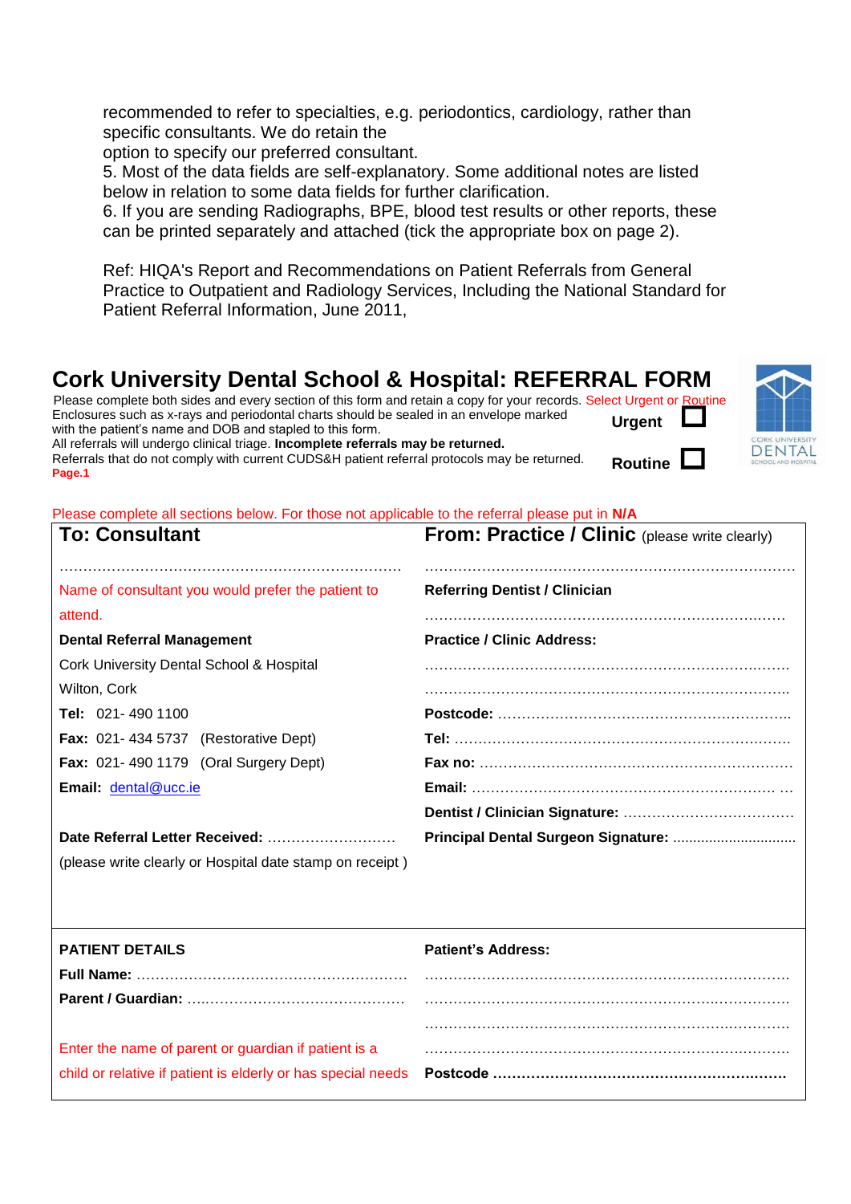recommended to refer to specialties, e.g. periodontics, cardiology, rather than specific consultants. We do retain the
option to specify our preferred consultant.
5. Most of the data fields are self-explanatory. Some additional notes are listed below in relation to some data fields for further clarification.
6. If you are sending Radiographs, BPE, blood test results or other reports, these can be printed separately and attached (tick the appropriate box on page 2).

Ref: HIQA's Report and Recommendations on Patient Referrals from General Practice to Outpatient and Radiology Services, Including the National Standard for Patient Referral Information, June 2011,

# Cork University Dental School & Hospital: REFERRAL FORM

Please complete both sides and every section of this form and retain a copy for your records. Select Urgent or Routine
Enclosures such as x-rays and periodontal charts should be sealed in an envelope marked with the patient's name and DOB and stapled to this form.
All referrals will undergo clinical triage. **Incomplete referrals may be returned.**
Referrals that do not comply with current CUDS&H patient referral protocols may be returned.
**Page.1**

**Urgent** ☐

**Routine** ☐

CORK UNIVERSITY DENTAL SCHOOL AND HOSPITAL

Please complete all sections below. For those not applicable to the referral please put in **N/A**

| **To: Consultant** | **From: Practice / Clinic** (please write clearly) |
|---|---|
| ………………………………………………………………… | ………………………………………………………………… |
| Name of consultant you would prefer the patient to attend. | **Referring Dentist / Clinician** ………………………………………………………………… |
| **Dental Referral Management** | **Practice / Clinic Address:** |
| Cork University Dental School & Hospital | ………………………………………………………………… |
| Wilton, Cork | ………………………………………………………………… |
| **Tel:** 021- 490 1100 | **Postcode:** ……………………………………………………… |
| **Fax:** 021- 434 5737 (Restorative Dept) | **Tel:** ……………………………………………………………… |
| **Fax:** 021- 490 1179 (Oral Surgery Dept) | **Fax no:** ………………………………………………………… |
| **Email:** dental@ucc.ie | **Email:** ……………………………………………………… … |
| | **Dentist / Clinician Signature:** ……………………………… |
| **Date Referral Letter Received:** ……………………… | **Principal Dental Surgeon Signature:** ………………………… |
| (please write clearly or Hospital date stamp on receipt ) | |

| **PATIENT DETAILS** | **Patient's Address:** |
|---|---|
| **Full Name:** ……………………………………………… | ………………………………………………………………… |
| **Parent / Guardian:** ………………………………………… | ………………………………………………………………… |
| | ………………………………………………………………… |
| Enter the name of parent or guardian if patient is a | ………………………………………………………………… |
| child or relative if patient is elderly or has special needs | **Postcode** ……………………………………………………… |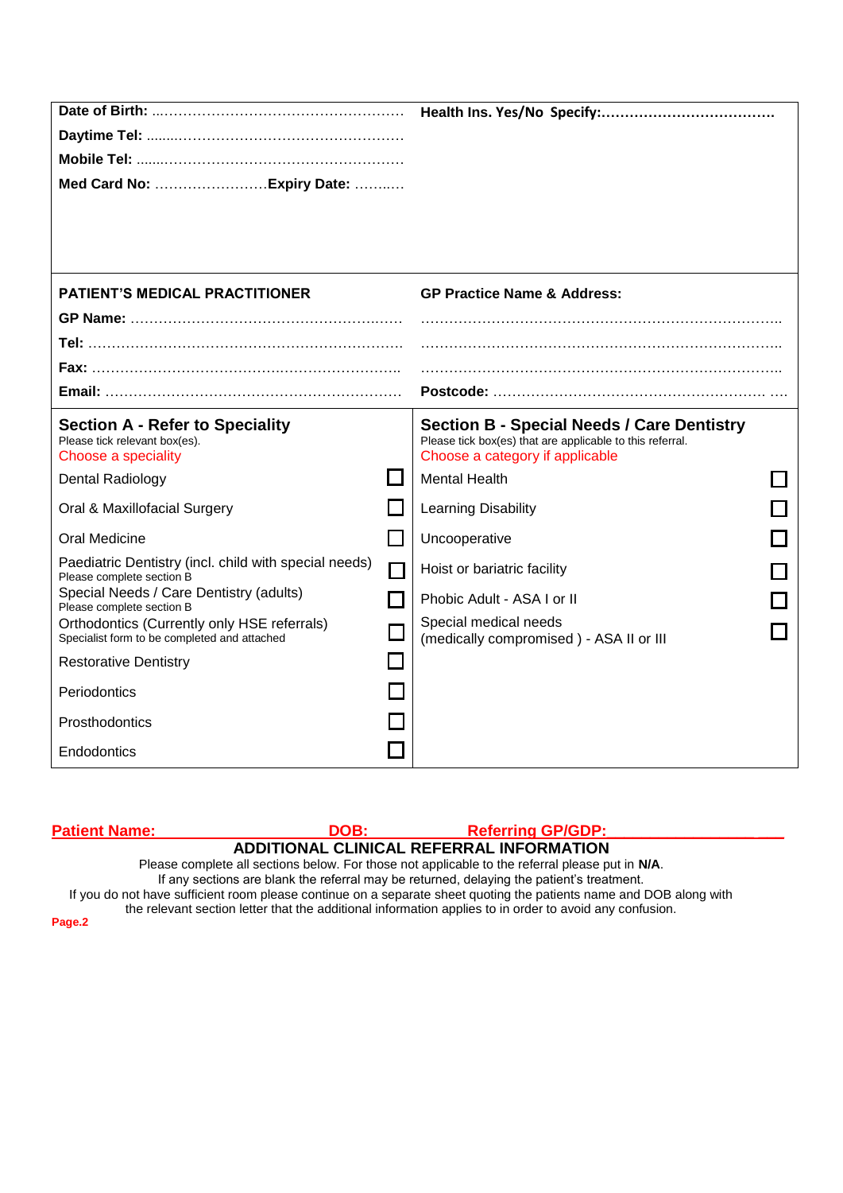| | |
|---|---|
| **Date of Birth:** ……………………………………………… | **Health Ins. Yes/No Specify:**……………………………… |
| **Daytime Tel:** ……………………………………………… | |
| **Mobile Tel:** ……………………………………………… | |
| **Med Card No:** ……………………**Expiry Date:** ……… | |

| | |
|---|---|
| **PATIENT'S MEDICAL PRACTITIONER** | **GP Practice Name & Address:** |
| **GP Name:** ……………………………………………… | ……………………………………………………………… |
| **Tel:** ……………………………………………………… | ……………………………………………………………… |
| **Fax:** ……………………………………………………… | ……………………………………………………………… |
| **Email:** …………………………………………………… | **Postcode:** ……………………………………………… …. |

## Section A - Refer to Speciality

Please tick relevant box(es).

Choose a speciality

- ☐ Dental Radiology
- ☐ Oral & Maxillofacial Surgery
- ☐ Oral Medicine
- ☐ Paediatric Dentistry (incl. child with special needs) — Please complete section B
- ☐ Special Needs / Care Dentistry (adults) — Please complete section B
- ☐ Orthodontics (Currently only HSE referrals) — Specialist form to be completed and attached
- ☐ Restorative Dentistry
- ☐ Periodontics
- ☐ Prosthodontics
- ☐ Endodontics

## Section B - Special Needs / Care Dentistry

Please tick box(es) that are applicable to this referral.

Choose a category if applicable

- ☐ Mental Health
- ☐ Learning Disability
- ☐ Uncooperative
- ☐ Hoist or bariatric facility
- ☐ Phobic Adult - ASA I or II
- ☐ Special medical needs (medically compromised ) - ASA II or III

**Patient Name:** ____________________ **DOB:** ______________ **Referring GP/GDP:** __________________

## ADDITIONAL CLINICAL REFERRAL INFORMATION

Please complete all sections below. For those not applicable to the referral please put in **N/A**.

If any sections are blank the referral may be returned, delaying the patient's treatment.

If you do not have sufficient room please continue on a separate sheet quoting the patients name and DOB along with the relevant section letter that the additional information applies to in order to avoid any confusion.

**Page.2**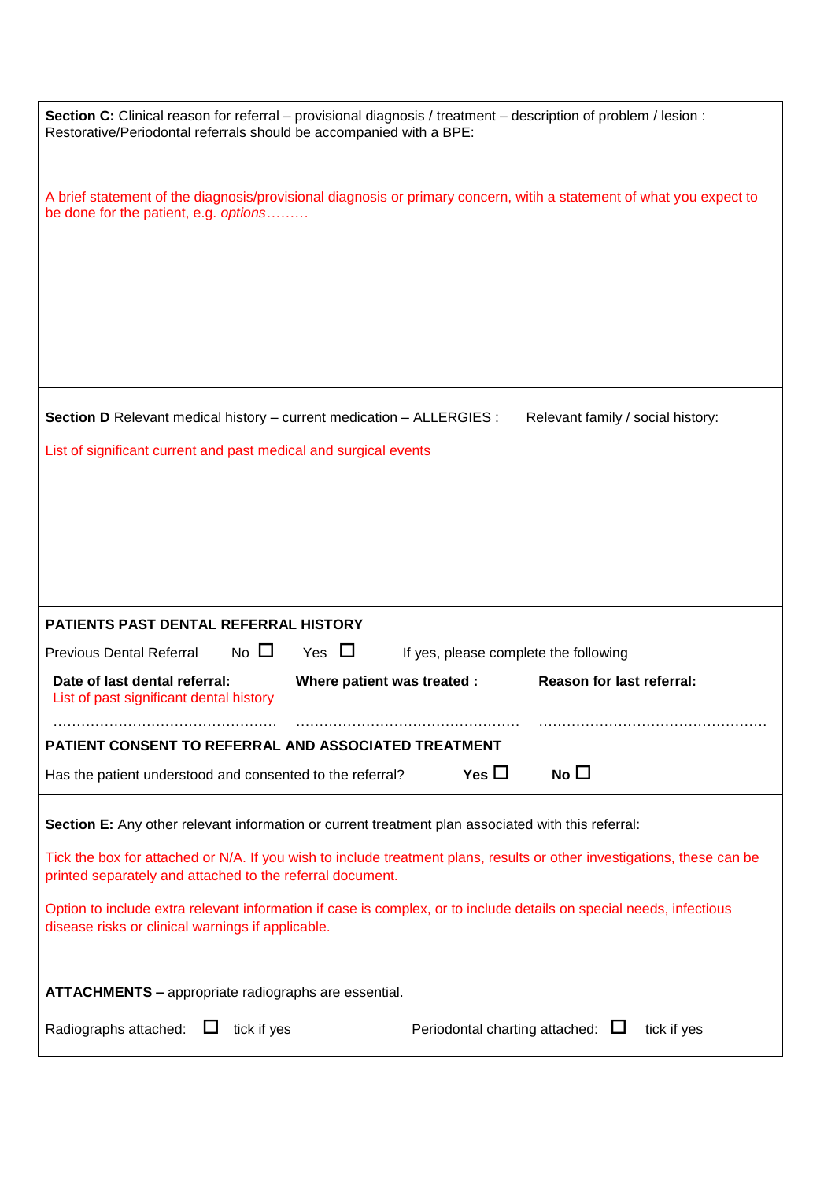**Section C:** Clinical reason for referral – provisional diagnosis / treatment – description of problem / lesion : Restorative/Periodontal referrals should be accompanied with a BPE:

A brief statement of the diagnosis/provisional diagnosis or primary concern, witih a statement of what you expect to be done for the patient, e.g. *options*………

**Section D** Relevant medical history – current medication – ALLERGIES :  Relevant family / social history:

List of significant current and past medical and surgical events

**PATIENTS PAST DENTAL REFERRAL HISTORY**

Previous Dental Referral  No ☐  Yes ☐  If yes, please complete the following

| **Date of last dental referral:** | **Where patient was treated :** | **Reason for last referral:** |
|---|---|---|
| List of past significant dental history | | |
| ……………………………………………… | ……………………………………………… | ……………………………………………… |

**PATIENT CONSENT TO REFERRAL AND ASSOCIATED TREATMENT**

Has the patient understood and consented to the referral?  **Yes** ☐  **No** ☐

**Section E:** Any other relevant information or current treatment plan associated with this referral:

Tick the box for attached or N/A. If you wish to include treatment plans, results or other investigations, these can be printed separately and attached to the referral document.

Option to include extra relevant information if case is complex, or to include details on special needs, infectious disease risks or clinical warnings if applicable.

**ATTACHMENTS –** appropriate radiographs are essential.

Radiographs attached: ☐ tick if yes  Periodontal charting attached: ☐ tick if yes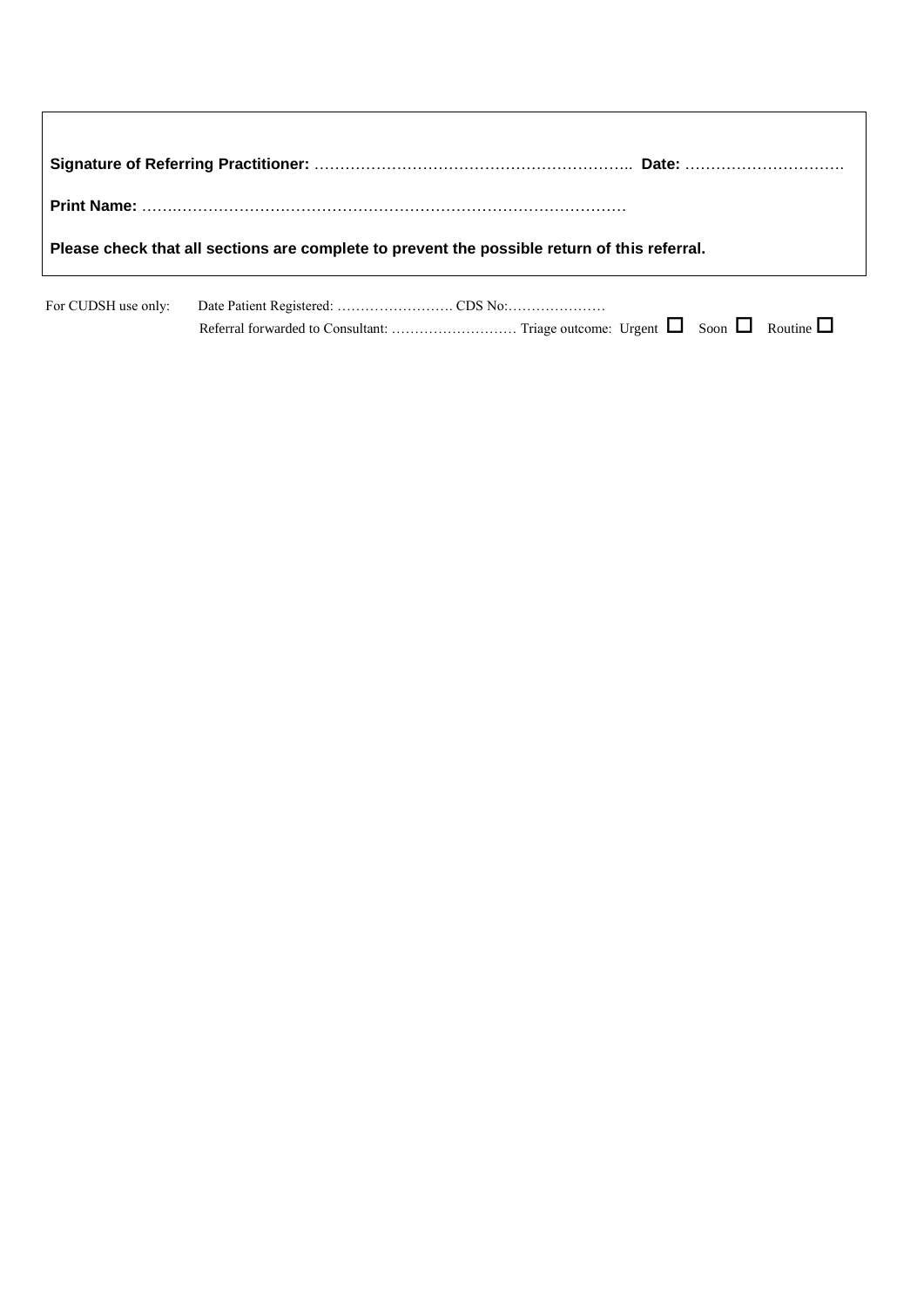**Signature of Referring Practitioner:** ………………………………………………………….. **Date:** ……………………………

**Print Name:** ……………………………………………………………………………………

**Please check that all sections are complete to prevent the possible return of this referral.**

For CUDSH use only: Date Patient Registered: ……………………. CDS No:…………………

Referral forwarded to Consultant: ……………………… Triage outcome: Urgent ☐ Soon ☐ Routine ☐